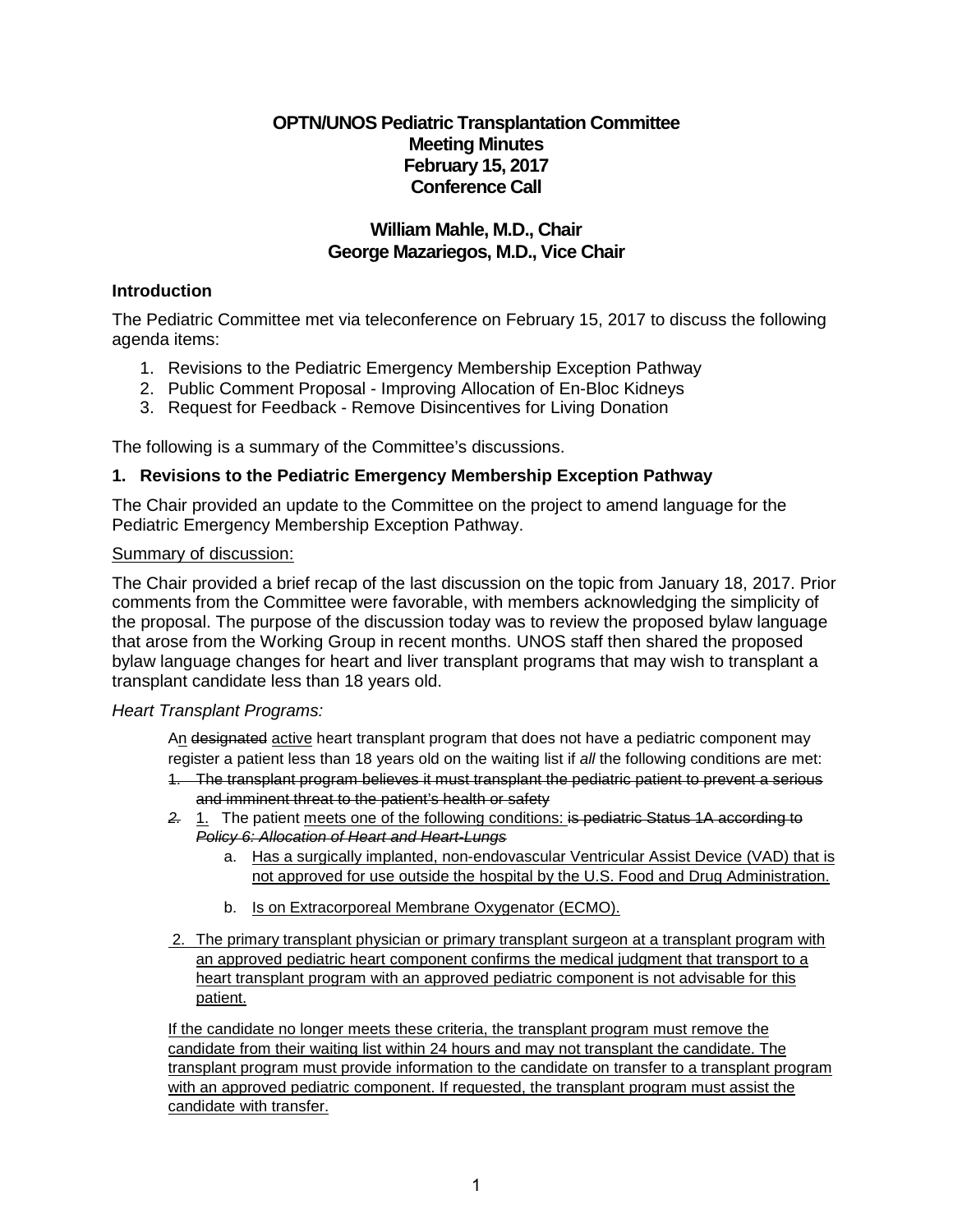**OPTN/UNOS Pediatric Transplantation Committee**
**Meeting Minutes**
**February 15, 2017**
**Conference Call**

**William Mahle, M.D., Chair**
**George Mazariegos, M.D., Vice Chair**

### Introduction

The Pediatric Committee met via teleconference on February 15, 2017 to discuss the following agenda items:

1. Revisions to the Pediatric Emergency Membership Exception Pathway
2. Public Comment Proposal - Improving Allocation of En-Bloc Kidneys
3. Request for Feedback - Remove Disincentives for Living Donation

The following is a summary of the Committee's discussions.

### 1. Revisions to the Pediatric Emergency Membership Exception Pathway

The Chair provided an update to the Committee on the project to amend language for the Pediatric Emergency Membership Exception Pathway.

<u>Summary of discussion:</u>

The Chair provided a brief recap of the last discussion on the topic from January 18, 2017. Prior comments from the Committee were favorable, with members acknowledging the simplicity of the proposal. The purpose of the discussion today was to review the proposed bylaw language that arose from the Working Group in recent months. UNOS staff then shared the proposed bylaw language changes for heart and liver transplant programs that may wish to transplant a transplant candidate less than 18 years old.

*Heart Transplant Programs:*

> A<u>n</u> ~~designated~~ <u>active</u> heart transplant program that does not have a pediatric component may register a patient less than 18 years old on the waiting list if *all* the following conditions are met:
>
> ~~1. The transplant program believes it must transplant the pediatric patient to prevent a serious and imminent threat to the patient's health or safety~~
>
> ~~*2.*~~ <u>1.</u> The patient <u>meets one of the following conditions:</u> ~~is pediatric Status 1A according to *Policy 6: Allocation of Heart and Heart-Lungs*~~
>
> a. <u>Has a surgically implanted, non-endovascular Ventricular Assist Device (VAD) that is not approved for use outside the hospital by the U.S. Food and Drug Administration.</u>
>
> b. <u>Is on Extracorporeal Membrane Oxygenator (ECMO).</u>
>
> 2. <u>The primary transplant physician or primary transplant surgeon at a transplant program with an approved pediatric heart component confirms the medical judgment that transport to a heart transplant program with an approved pediatric component is not advisable for this patient.</u>
>
> <u>If the candidate no longer meets these criteria, the transplant program must remove the candidate from their waiting list within 24 hours and may not transplant the candidate. The transplant program must provide information to the candidate on transfer to a transplant program with an approved pediatric component. If requested, the transplant program must assist the candidate with transfer.</u>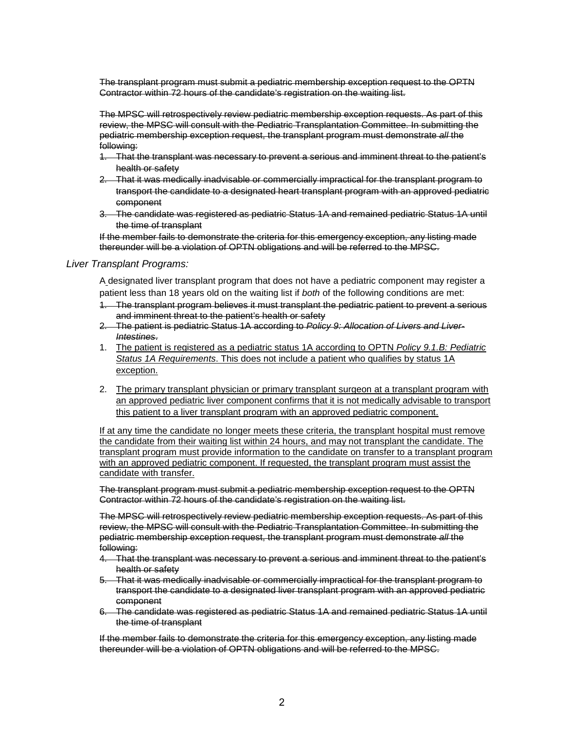~~The transplant program must submit a pediatric membership exception request to the OPTN Contractor within 72 hours of the candidate's registration on the waiting list.~~

~~The MPSC will retrospectively review pediatric membership exception requests. As part of this review, the MPSC will consult with the Pediatric Transplantation Committee. In submitting the pediatric membership exception request, the transplant program must demonstrate *all* the following:~~

1. ~~That the transplant was necessary to prevent a serious and imminent threat to the patient's health or safety~~
2. ~~That it was medically inadvisable or commercially impractical for the transplant program to transport the candidate to a designated heart transplant program with an approved pediatric component~~
3. ~~The candidate was registered as pediatric Status 1A and remained pediatric Status 1A until the time of transplant~~

~~If the member fails to demonstrate the criteria for this emergency exception, any listing made thereunder will be a violation of OPTN obligations and will be referred to the MPSC.~~

*Liver Transplant Programs:*

A designated liver transplant program that does not have a pediatric component may register a patient less than 18 years old on the waiting list if *both* of the following conditions are met:

1. ~~The transplant program believes it must transplant the pediatric patient to prevent a serious and imminent threat to the patient's health or safety~~
2. ~~The patient is pediatric Status 1A according to *Policy 9: Allocation of Livers and Liver-Intestines*.~~
1. <u>The patient is registered as a pediatric status 1A according to OPTN *Policy 9.1.B: Pediatric Status 1A Requirements*. This does not include a patient who qualifies by status 1A exception.</u>
2. <u>The primary transplant physician or primary transplant surgeon at a transplant program with an approved pediatric liver component confirms that it is not medically advisable to transport this patient to a liver transplant program with an approved pediatric component.</u>

<u>If at any time the candidate no longer meets these criteria, the transplant hospital must remove the candidate from their waiting list within 24 hours, and may not transplant the candidate. The transplant program must provide information to the candidate on transfer to a transplant program with an approved pediatric component. If requested, the transplant program must assist the candidate with transfer.</u>

~~The transplant program must submit a pediatric membership exception request to the OPTN Contractor within 72 hours of the candidate's registration on the waiting list.~~

~~The MPSC will retrospectively review pediatric membership exception requests. As part of this review, the MPSC will consult with the Pediatric Transplantation Committee. In submitting the pediatric membership exception request, the transplant program must demonstrate *all* the following:~~

4. ~~That the transplant was necessary to prevent a serious and imminent threat to the patient's health or safety~~
5. ~~That it was medically inadvisable or commercially impractical for the transplant program to transport the candidate to a designated liver transplant program with an approved pediatric component~~
6. ~~The candidate was registered as pediatric Status 1A and remained pediatric Status 1A until the time of transplant~~

~~If the member fails to demonstrate the criteria for this emergency exception, any listing made thereunder will be a violation of OPTN obligations and will be referred to the MPSC.~~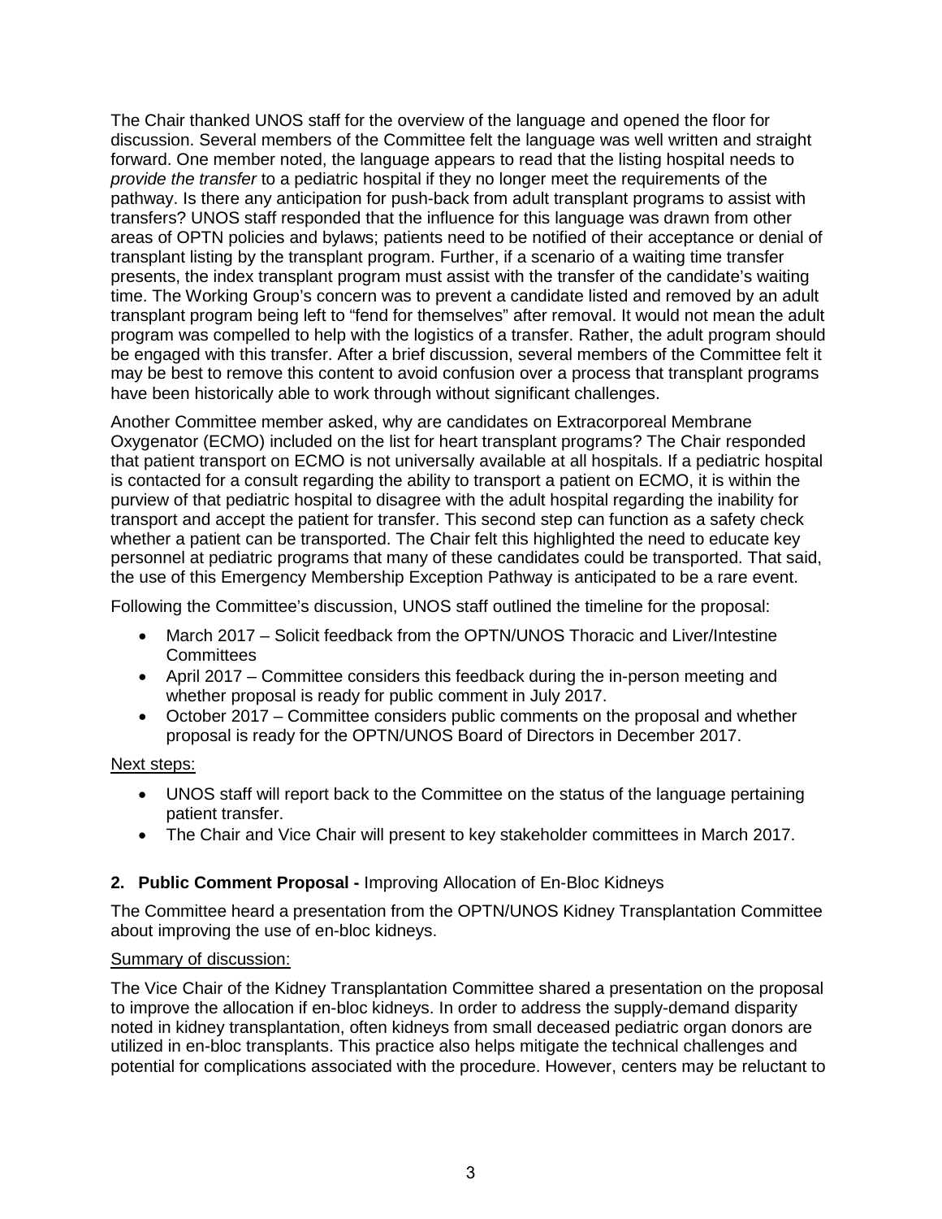The Chair thanked UNOS staff for the overview of the language and opened the floor for discussion. Several members of the Committee felt the language was well written and straight forward. One member noted, the language appears to read that the listing hospital needs to *provide the transfer* to a pediatric hospital if they no longer meet the requirements of the pathway. Is there any anticipation for push-back from adult transplant programs to assist with transfers? UNOS staff responded that the influence for this language was drawn from other areas of OPTN policies and bylaws; patients need to be notified of their acceptance or denial of transplant listing by the transplant program. Further, if a scenario of a waiting time transfer presents, the index transplant program must assist with the transfer of the candidate's waiting time. The Working Group's concern was to prevent a candidate listed and removed by an adult transplant program being left to "fend for themselves" after removal. It would not mean the adult program was compelled to help with the logistics of a transfer. Rather, the adult program should be engaged with this transfer. After a brief discussion, several members of the Committee felt it may be best to remove this content to avoid confusion over a process that transplant programs have been historically able to work through without significant challenges.

Another Committee member asked, why are candidates on Extracorporeal Membrane Oxygenator (ECMO) included on the list for heart transplant programs? The Chair responded that patient transport on ECMO is not universally available at all hospitals. If a pediatric hospital is contacted for a consult regarding the ability to transport a patient on ECMO, it is within the purview of that pediatric hospital to disagree with the adult hospital regarding the inability for transport and accept the patient for transfer. This second step can function as a safety check whether a patient can be transported. The Chair felt this highlighted the need to educate key personnel at pediatric programs that many of these candidates could be transported. That said, the use of this Emergency Membership Exception Pathway is anticipated to be a rare event.

Following the Committee's discussion, UNOS staff outlined the timeline for the proposal:

- March 2017 – Solicit feedback from the OPTN/UNOS Thoracic and Liver/Intestine Committees
- April 2017 – Committee considers this feedback during the in-person meeting and whether proposal is ready for public comment in July 2017.
- October 2017 – Committee considers public comments on the proposal and whether proposal is ready for the OPTN/UNOS Board of Directors in December 2017.

Next steps:

- UNOS staff will report back to the Committee on the status of the language pertaining patient transfer.
- The Chair and Vice Chair will present to key stakeholder committees in March 2017.

### 2. Public Comment Proposal - Improving Allocation of En-Bloc Kidneys

The Committee heard a presentation from the OPTN/UNOS Kidney Transplantation Committee about improving the use of en-bloc kidneys.

Summary of discussion:

The Vice Chair of the Kidney Transplantation Committee shared a presentation on the proposal to improve the allocation if en-bloc kidneys. In order to address the supply-demand disparity noted in kidney transplantation, often kidneys from small deceased pediatric organ donors are utilized in en-bloc transplants. This practice also helps mitigate the technical challenges and potential for complications associated with the procedure. However, centers may be reluctant to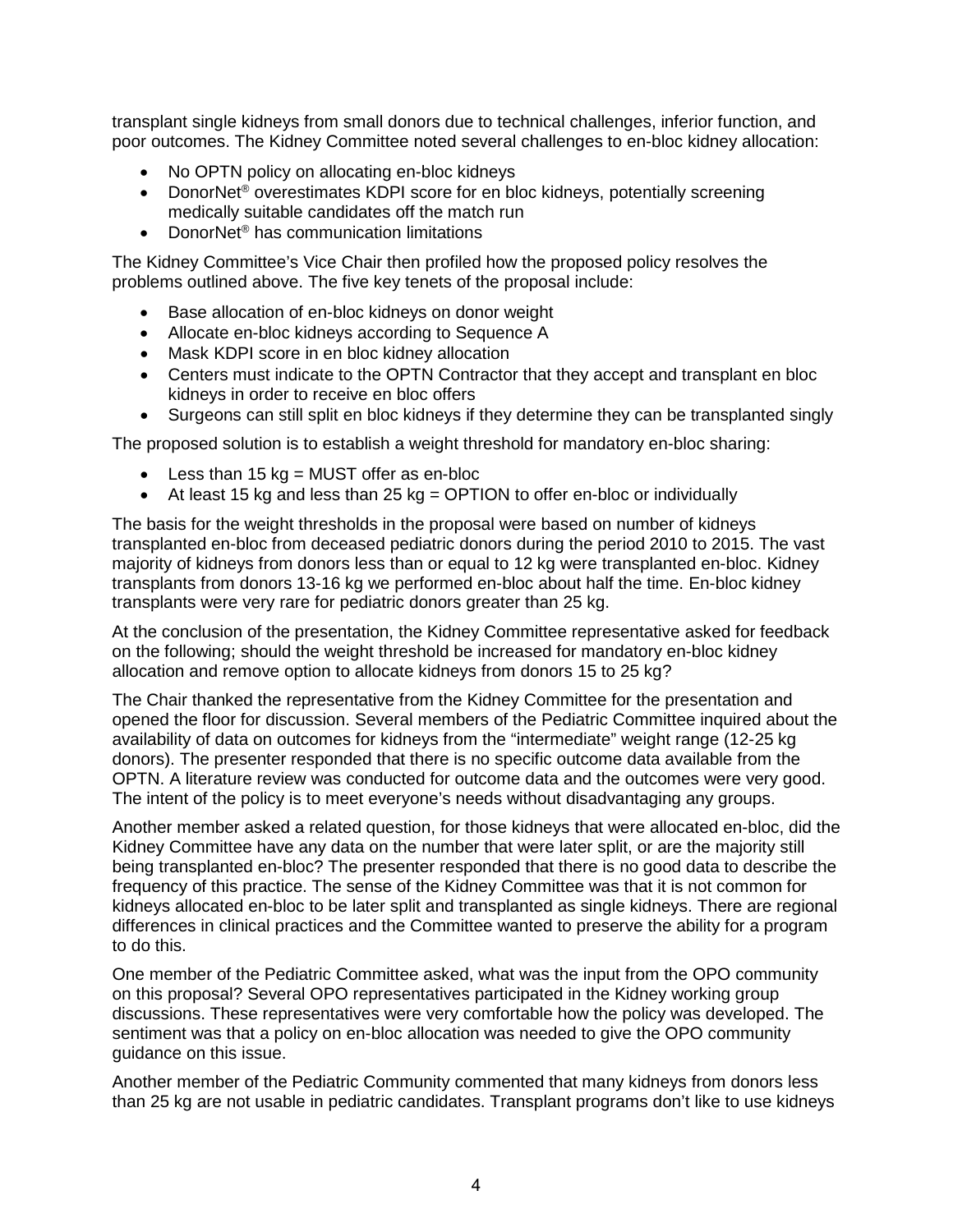transplant single kidneys from small donors due to technical challenges, inferior function, and poor outcomes. The Kidney Committee noted several challenges to en-bloc kidney allocation:

- No OPTN policy on allocating en-bloc kidneys
- DonorNet® overestimates KDPI score for en bloc kidneys, potentially screening medically suitable candidates off the match run
- DonorNet® has communication limitations

The Kidney Committee's Vice Chair then profiled how the proposed policy resolves the problems outlined above. The five key tenets of the proposal include:

- Base allocation of en-bloc kidneys on donor weight
- Allocate en-bloc kidneys according to Sequence A
- Mask KDPI score in en bloc kidney allocation
- Centers must indicate to the OPTN Contractor that they accept and transplant en bloc kidneys in order to receive en bloc offers
- Surgeons can still split en bloc kidneys if they determine they can be transplanted singly

The proposed solution is to establish a weight threshold for mandatory en-bloc sharing:

- Less than 15 kg = MUST offer as en-bloc
- At least 15 kg and less than 25 kg = OPTION to offer en-bloc or individually

The basis for the weight thresholds in the proposal were based on number of kidneys transplanted en-bloc from deceased pediatric donors during the period 2010 to 2015. The vast majority of kidneys from donors less than or equal to 12 kg were transplanted en-bloc. Kidney transplants from donors 13-16 kg we performed en-bloc about half the time. En-bloc kidney transplants were very rare for pediatric donors greater than 25 kg.

At the conclusion of the presentation, the Kidney Committee representative asked for feedback on the following; should the weight threshold be increased for mandatory en-bloc kidney allocation and remove option to allocate kidneys from donors 15 to 25 kg?

The Chair thanked the representative from the Kidney Committee for the presentation and opened the floor for discussion. Several members of the Pediatric Committee inquired about the availability of data on outcomes for kidneys from the "intermediate" weight range (12-25 kg donors). The presenter responded that there is no specific outcome data available from the OPTN. A literature review was conducted for outcome data and the outcomes were very good. The intent of the policy is to meet everyone's needs without disadvantaging any groups.

Another member asked a related question, for those kidneys that were allocated en-bloc, did the Kidney Committee have any data on the number that were later split, or are the majority still being transplanted en-bloc? The presenter responded that there is no good data to describe the frequency of this practice. The sense of the Kidney Committee was that it is not common for kidneys allocated en-bloc to be later split and transplanted as single kidneys. There are regional differences in clinical practices and the Committee wanted to preserve the ability for a program to do this.

One member of the Pediatric Committee asked, what was the input from the OPO community on this proposal? Several OPO representatives participated in the Kidney working group discussions. These representatives were very comfortable how the policy was developed. The sentiment was that a policy on en-bloc allocation was needed to give the OPO community guidance on this issue.

Another member of the Pediatric Community commented that many kidneys from donors less than 25 kg are not usable in pediatric candidates. Transplant programs don't like to use kidneys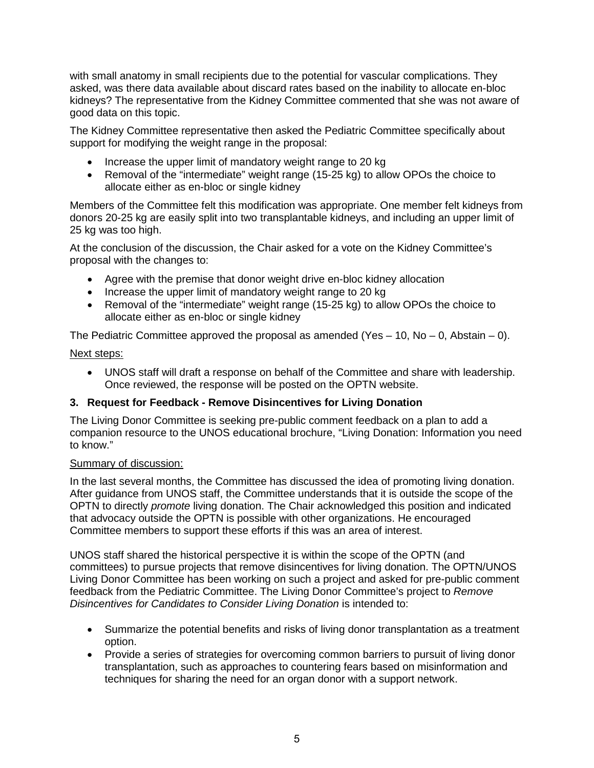with small anatomy in small recipients due to the potential for vascular complications. They asked, was there data available about discard rates based on the inability to allocate en-bloc kidneys? The representative from the Kidney Committee commented that she was not aware of good data on this topic.

The Kidney Committee representative then asked the Pediatric Committee specifically about support for modifying the weight range in the proposal:

- Increase the upper limit of mandatory weight range to 20 kg
- Removal of the "intermediate" weight range (15-25 kg) to allow OPOs the choice to allocate either as en-bloc or single kidney

Members of the Committee felt this modification was appropriate. One member felt kidneys from donors 20-25 kg are easily split into two transplantable kidneys, and including an upper limit of 25 kg was too high.

At the conclusion of the discussion, the Chair asked for a vote on the Kidney Committee's proposal with the changes to:

- Agree with the premise that donor weight drive en-bloc kidney allocation
- Increase the upper limit of mandatory weight range to 20 kg
- Removal of the "intermediate" weight range (15-25 kg) to allow OPOs the choice to allocate either as en-bloc or single kidney

The Pediatric Committee approved the proposal as amended (Yes – 10, No – 0, Abstain – 0).

Next steps:

- UNOS staff will draft a response on behalf of the Committee and share with leadership. Once reviewed, the response will be posted on the OPTN website.

### 3. Request for Feedback - Remove Disincentives for Living Donation

The Living Donor Committee is seeking pre-public comment feedback on a plan to add a companion resource to the UNOS educational brochure, "Living Donation: Information you need to know."

Summary of discussion:

In the last several months, the Committee has discussed the idea of promoting living donation. After guidance from UNOS staff, the Committee understands that it is outside the scope of the OPTN to directly *promote* living donation. The Chair acknowledged this position and indicated that advocacy outside the OPTN is possible with other organizations. He encouraged Committee members to support these efforts if this was an area of interest.

UNOS staff shared the historical perspective it is within the scope of the OPTN (and committees) to pursue projects that remove disincentives for living donation. The OPTN/UNOS Living Donor Committee has been working on such a project and asked for pre-public comment feedback from the Pediatric Committee. The Living Donor Committee's project to *Remove Disincentives for Candidates to Consider Living Donation* is intended to:

- Summarize the potential benefits and risks of living donor transplantation as a treatment option.
- Provide a series of strategies for overcoming common barriers to pursuit of living donor transplantation, such as approaches to countering fears based on misinformation and techniques for sharing the need for an organ donor with a support network.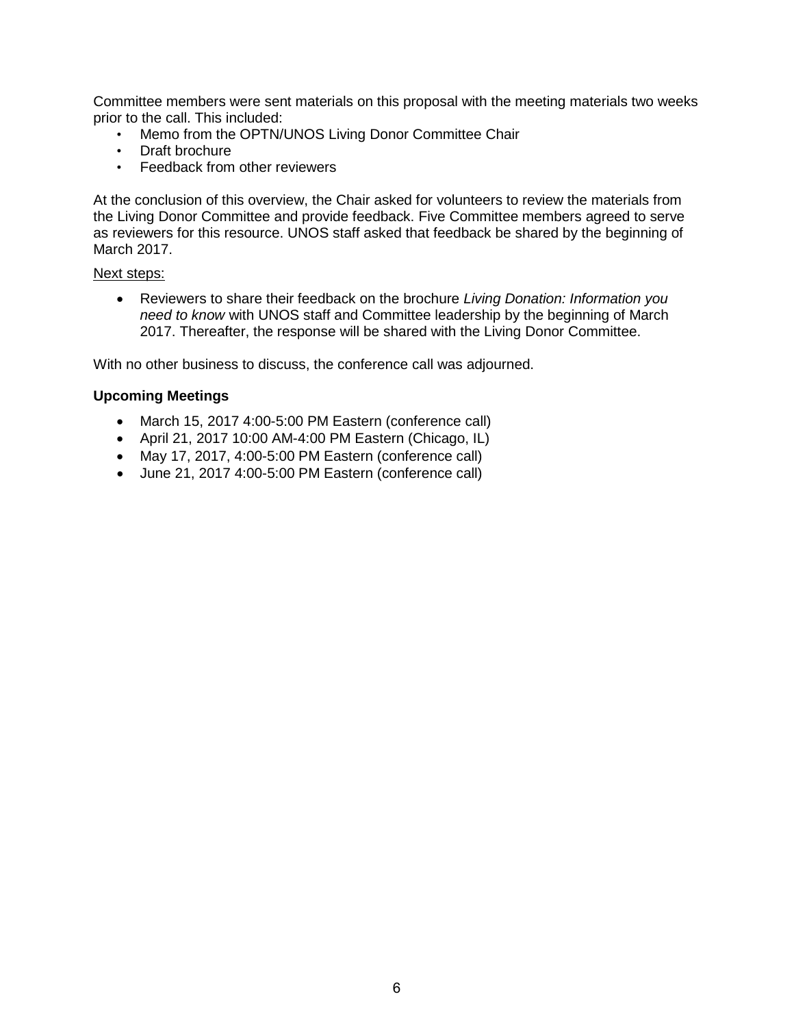Committee members were sent materials on this proposal with the meeting materials two weeks prior to the call. This included:

- Memo from the OPTN/UNOS Living Donor Committee Chair
- Draft brochure
- Feedback from other reviewers

At the conclusion of this overview, the Chair asked for volunteers to review the materials from the Living Donor Committee and provide feedback. Five Committee members agreed to serve as reviewers for this resource. UNOS staff asked that feedback be shared by the beginning of March 2017.

<u>Next steps:</u>

- Reviewers to share their feedback on the brochure *Living Donation: Information you need to know* with UNOS staff and Committee leadership by the beginning of March 2017. Thereafter, the response will be shared with the Living Donor Committee.

With no other business to discuss, the conference call was adjourned.

**Upcoming Meetings**

- March 15, 2017 4:00-5:00 PM Eastern (conference call)
- April 21, 2017 10:00 AM-4:00 PM Eastern (Chicago, IL)
- May 17, 2017, 4:00-5:00 PM Eastern (conference call)
- June 21, 2017 4:00-5:00 PM Eastern (conference call)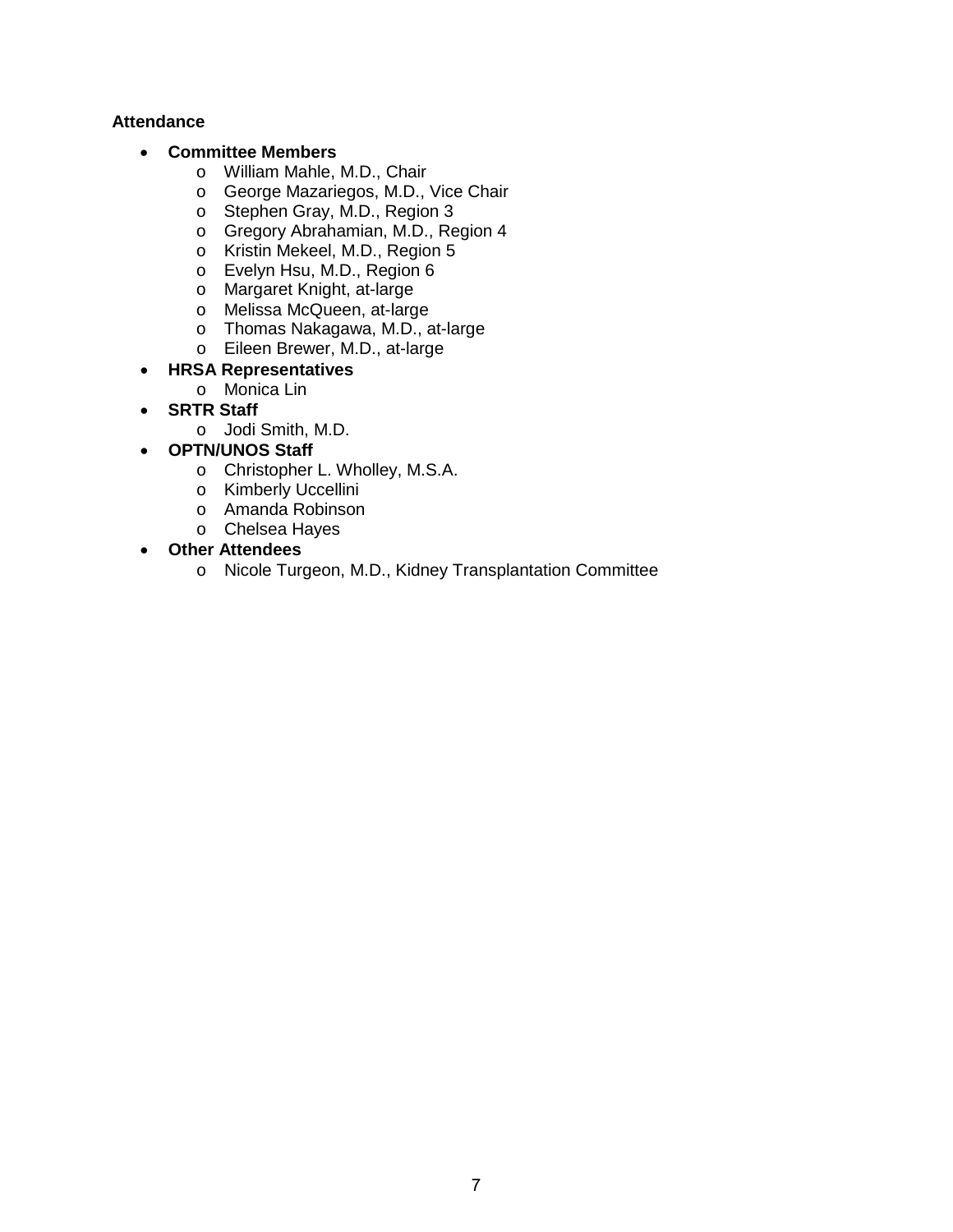**Attendance**

- **Committee Members**
    - William Mahle, M.D., Chair
    - George Mazariegos, M.D., Vice Chair
    - Stephen Gray, M.D., Region 3
    - Gregory Abrahamian, M.D., Region 4
    - Kristin Mekeel, M.D., Region 5
    - Evelyn Hsu, M.D., Region 6
    - Margaret Knight, at-large
    - Melissa McQueen, at-large
    - Thomas Nakagawa, M.D., at-large
    - Eileen Brewer, M.D., at-large
- **HRSA Representatives**
    - Monica Lin
- **SRTR Staff**
    - Jodi Smith, M.D.
- **OPTN/UNOS Staff**
    - Christopher L. Wholley, M.S.A.
    - Kimberly Uccellini
    - Amanda Robinson
    - Chelsea Hayes
- **Other Attendees**
    - Nicole Turgeon, M.D., Kidney Transplantation Committee